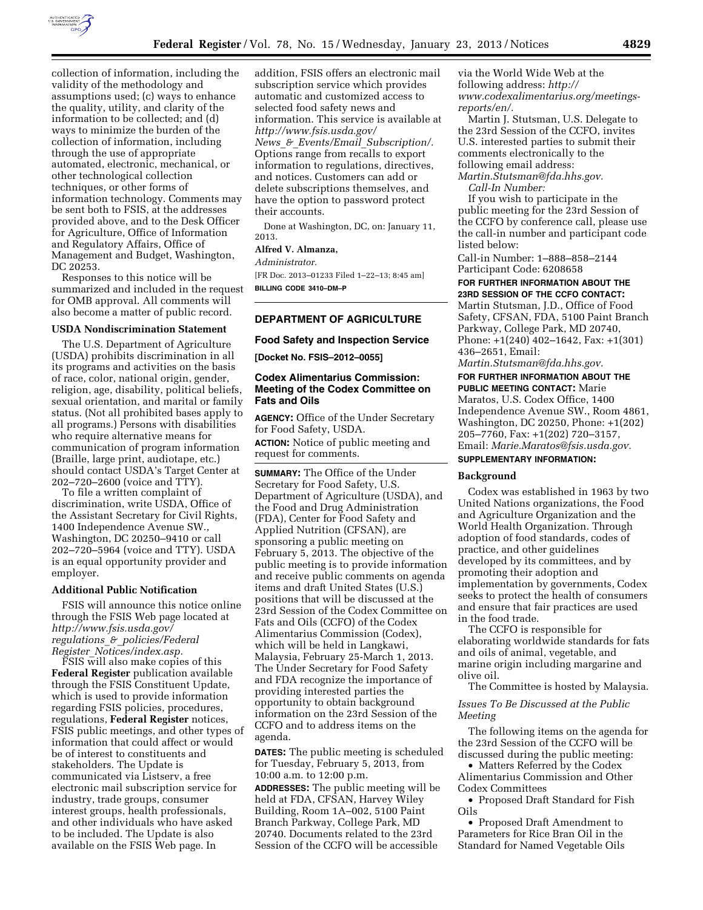collection of information, including the validity of the methodology and assumptions used; (c) ways to enhance the quality, utility, and clarity of the information to be collected; and (d) ways to minimize the burden of the collection of information, including through the use of appropriate automated, electronic, mechanical, or other technological collection techniques, or other forms of information technology. Comments may be sent both to FSIS, at the addresses provided above, and to the Desk Officer for Agriculture, Office of Information and Regulatory Affairs, Office of Management and Budget, Washington, DC 20253.

Responses to this notice will be summarized and included in the request for OMB approval. All comments will also become a matter of public record.

### USDA Nondiscrimination Statement

The U.S. Department of Agriculture (USDA) prohibits discrimination in all its programs and activities on the basis of race, color, national origin, gender, religion, age, disability, political beliefs, sexual orientation, and marital or family status. (Not all prohibited bases apply to all programs.) Persons with disabilities who require alternative means for communication of program information (Braille, large print, audiotape, etc.) should contact USDA's Target Center at 202–720–2600 (voice and TTY).

To file a written complaint of discrimination, write USDA, Office of the Assistant Secretary for Civil Rights, 1400 Independence Avenue SW., Washington, DC 20250–9410 or call 202–720–5964 (voice and TTY). USDA is an equal opportunity provider and employer.

### Additional Public Notification

FSIS will announce this notice online through the FSIS Web page located at *http://www.fsis.usda.gov/regulations_&_policies/Federal Register_Notices/index.asp.*

FSIS will also make copies of this **Federal Register** publication available through the FSIS Constituent Update, which is used to provide information regarding FSIS policies, procedures, regulations, **Federal Register** notices, FSIS public meetings, and other types of information that could affect or would be of interest to constituents and stakeholders. The Update is communicated via Listserv, a free electronic mail subscription service for industry, trade groups, consumer interest groups, health professionals, and other individuals who have asked to be included. The Update is also available on the FSIS Web page. In addition, FSIS offers an electronic mail subscription service which provides automatic and customized access to selected food safety news and information. This service is available at *http://www.fsis.usda.gov/News_&_Events/Email_Subscription/.* Options range from recalls to export information to regulations, directives, and notices. Customers can add or delete subscriptions themselves, and have the option to password protect their accounts.

Done at Washington, DC, on: January 11, 2013.

**Alfred V. Almanza,**

*Administrator.*

[FR Doc. 2013–01233 Filed 1–22–13; 8:45 am]

**BILLING CODE 3410–DM–P**

---

## DEPARTMENT OF AGRICULTURE

### Food Safety and Inspection Service

**[Docket No. FSIS–2012–0055]**

### Codex Alimentarius Commission: Meeting of the Codex Committee on Fats and Oils

**AGENCY:** Office of the Under Secretary for Food Safety, USDA.

**ACTION:** Notice of public meeting and request for comments.

**SUMMARY:** The Office of the Under Secretary for Food Safety, U.S. Department of Agriculture (USDA), and the Food and Drug Administration (FDA), Center for Food Safety and Applied Nutrition (CFSAN), are sponsoring a public meeting on February 5, 2013. The objective of the public meeting is to provide information and receive public comments on agenda items and draft United States (U.S.) positions that will be discussed at the 23rd Session of the Codex Committee on Fats and Oils (CCFO) of the Codex Alimentarius Commission (Codex), which will be held in Langkawi, Malaysia, February 25-March 1, 2013. The Under Secretary for Food Safety and FDA recognize the importance of providing interested parties the opportunity to obtain background information on the 23rd Session of the CCFO and to address items on the agenda.

**DATES:** The public meeting is scheduled for Tuesday, February 5, 2013, from 10:00 a.m. to 12:00 p.m.

**ADDRESSES:** The public meeting will be held at FDA, CFSAN, Harvey Wiley Building, Room 1A–002, 5100 Paint Branch Parkway, College Park, MD 20740. Documents related to the 23rd Session of the CCFO will be accessible via the World Wide Web at the following address: *http://www.codexalimentarius.org/meetings-reports/en/.*

Martin J. Stutsman, U.S. Delegate to the 23rd Session of the CCFO, invites U.S. interested parties to submit their comments electronically to the following email address: *Martin.Stutsman@fda.hhs.gov.*

*Call-In Number:*

If you wish to participate in the public meeting for the 23rd Session of the CCFO by conference call, please use the call-in number and participant code listed below:

Call-in Number: 1–888–858–2144
Participant Code: 6208658

**FOR FURTHER INFORMATION ABOUT THE 23RD SESSION OF THE CCFO CONTACT:** Martin Stutsman, J.D., Office of Food Safety, CFSAN, FDA, 5100 Paint Branch Parkway, College Park, MD 20740, Phone: +1(240) 402–1642, Fax: +1(301) 436–2651, Email: *Martin.Stutsman@fda.hhs.gov.*

**FOR FURTHER INFORMATION ABOUT THE PUBLIC MEETING CONTACT:** Marie Maratos, U.S. Codex Office, 1400 Independence Avenue SW., Room 4861, Washington, DC 20250, Phone: +1(202) 205–7760, Fax: +1(202) 720–3157, Email: *Marie.Maratos@fsis.usda.gov.*

**SUPPLEMENTARY INFORMATION:**

### Background

Codex was established in 1963 by two United Nations organizations, the Food and Agriculture Organization and the World Health Organization. Through adoption of food standards, codes of practice, and other guidelines developed by its committees, and by promoting their adoption and implementation by governments, Codex seeks to protect the health of consumers and ensure that fair practices are used in the food trade.

The CCFO is responsible for elaborating worldwide standards for fats and oils of animal, vegetable, and marine origin including margarine and olive oil.

The Committee is hosted by Malaysia.

*Issues To Be Discussed at the Public Meeting*

The following items on the agenda for the 23rd Session of the CCFO will be discussed during the public meeting:

- Matters Referred by the Codex Alimentarius Commission and Other Codex Committees
- Proposed Draft Standard for Fish Oils
- Proposed Draft Amendment to Parameters for Rice Bran Oil in the Standard for Named Vegetable Oils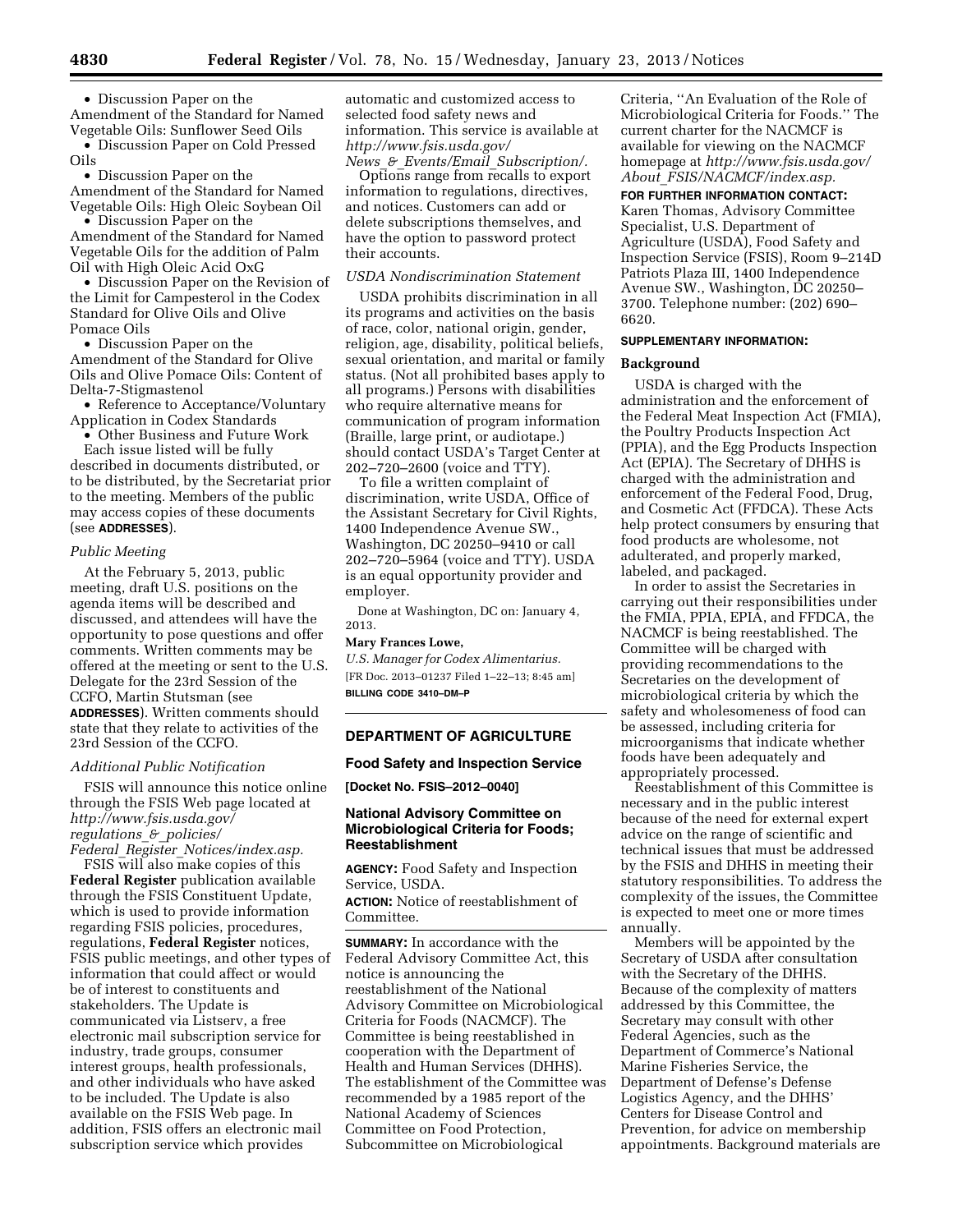- Discussion Paper on the Amendment of the Standard for Named Vegetable Oils: Sunflower Seed Oils
- Discussion Paper on Cold Pressed Oils
- Discussion Paper on the Amendment of the Standard for Named Vegetable Oils: High Oleic Soybean Oil
- Discussion Paper on the Amendment of the Standard for Named Vegetable Oils for the addition of Palm Oil with High Oleic Acid OxG
- Discussion Paper on the Revision of the Limit for Campesterol in the Codex Standard for Olive Oils and Olive Pomace Oils
- Discussion Paper on the Amendment of the Standard for Olive Oils and Olive Pomace Oils: Content of Delta-7-Stigmastenol
- Reference to Acceptance/Voluntary Application in Codex Standards
- Other Business and Future Work

Each issue listed will be fully described in documents distributed, or to be distributed, by the Secretariat prior to the meeting. Members of the public may access copies of these documents (see **ADDRESSES**).

*Public Meeting*

At the February 5, 2013, public meeting, draft U.S. positions on the agenda items will be described and discussed, and attendees will have the opportunity to pose questions and offer comments. Written comments may be offered at the meeting or sent to the U.S. Delegate for the 23rd Session of the CCFO, Martin Stutsman (see **ADDRESSES**). Written comments should state that they relate to activities of the 23rd Session of the CCFO.

*Additional Public Notification*

FSIS will announce this notice online through the FSIS Web page located at *http://www.fsis.usda.gov/regulations_&_policies/Federal_Register_Notices/index.asp.*

FSIS will also make copies of this **Federal Register** publication available through the FSIS Constituent Update, which is used to provide information regarding FSIS policies, procedures, regulations, **Federal Register** notices, FSIS public meetings, and other types of information that could affect or would be of interest to constituents and stakeholders. The Update is communicated via Listserv, a free electronic mail subscription service for industry, trade groups, consumer interest groups, health professionals, and other individuals who have asked to be included. The Update is also available on the FSIS Web page. In addition, FSIS offers an electronic mail subscription service which provides automatic and customized access to selected food safety news and information. This service is available at *http://www.fsis.usda.gov/News_&_Events/Email_Subscription/.*

Options range from recalls to export information to regulations, directives, and notices. Customers can add or delete subscriptions themselves, and have the option to password protect their accounts.

*USDA Nondiscrimination Statement*

USDA prohibits discrimination in all its programs and activities on the basis of race, color, national origin, gender, religion, age, disability, political beliefs, sexual orientation, and marital or family status. (Not all prohibited bases apply to all programs.) Persons with disabilities who require alternative means for communication of program information (Braille, large print, or audiotape.) should contact USDA's Target Center at 202–720–2600 (voice and TTY).

To file a written complaint of discrimination, write USDA, Office of the Assistant Secretary for Civil Rights, 1400 Independence Avenue SW., Washington, DC 20250–9410 or call 202–720–5964 (voice and TTY). USDA is an equal opportunity provider and employer.

Done at Washington, DC on: January 4, 2013.

**Mary Frances Lowe,**

*U.S. Manager for Codex Alimentarius.*

[FR Doc. 2013–01237 Filed 1–22–13; 8:45 am]

**BILLING CODE 3410–DM–P**

## DEPARTMENT OF AGRICULTURE

### Food Safety and Inspection Service

**[Docket No. FSIS–2012–0040]**

### National Advisory Committee on Microbiological Criteria for Foods; Reestablishment

**AGENCY:** Food Safety and Inspection Service, USDA.

**ACTION:** Notice of reestablishment of Committee.

**SUMMARY:** In accordance with the Federal Advisory Committee Act, this notice is announcing the reestablishment of the National Advisory Committee on Microbiological Criteria for Foods (NACMCF). The Committee is being reestablished in cooperation with the Department of Health and Human Services (DHHS). The establishment of the Committee was recommended by a 1985 report of the National Academy of Sciences Committee on Food Protection, Subcommittee on Microbiological Criteria, ''An Evaluation of the Role of Microbiological Criteria for Foods.'' The current charter for the NACMCF is available for viewing on the NACMCF homepage at *http://www.fsis.usda.gov/About_FSIS/NACMCF/index.asp.*

**FOR FURTHER INFORMATION CONTACT:** Karen Thomas, Advisory Committee Specialist, U.S. Department of Agriculture (USDA), Food Safety and Inspection Service (FSIS), Room 9–214D Patriots Plaza III, 1400 Independence Avenue SW., Washington, DC 20250–3700. Telephone number: (202) 690–6620.

**SUPPLEMENTARY INFORMATION:**

**Background**

USDA is charged with the administration and the enforcement of the Federal Meat Inspection Act (FMIA), the Poultry Products Inspection Act (PPIA), and the Egg Products Inspection Act (EPIA). The Secretary of DHHS is charged with the administration and enforcement of the Federal Food, Drug, and Cosmetic Act (FFDCA). These Acts help protect consumers by ensuring that food products are wholesome, not adulterated, and properly marked, labeled, and packaged.

In order to assist the Secretaries in carrying out their responsibilities under the FMIA, PPIA, EPIA, and FFDCA, the NACMCF is being reestablished. The Committee will be charged with providing recommendations to the Secretaries on the development of microbiological criteria by which the safety and wholesomeness of food can be assessed, including criteria for microorganisms that indicate whether foods have been adequately and appropriately processed.

Reestablishment of this Committee is necessary and in the public interest because of the need for external expert advice on the range of scientific and technical issues that must be addressed by the FSIS and DHHS in meeting their statutory responsibilities. To address the complexity of the issues, the Committee is expected to meet one or more times annually.

Members will be appointed by the Secretary of USDA after consultation with the Secretary of the DHHS. Because of the complexity of matters addressed by this Committee, the Secretary may consult with other Federal Agencies, such as the Department of Commerce's National Marine Fisheries Service, the Department of Defense's Defense Logistics Agency, and the DHHS' Centers for Disease Control and Prevention, for advice on membership appointments. Background materials are